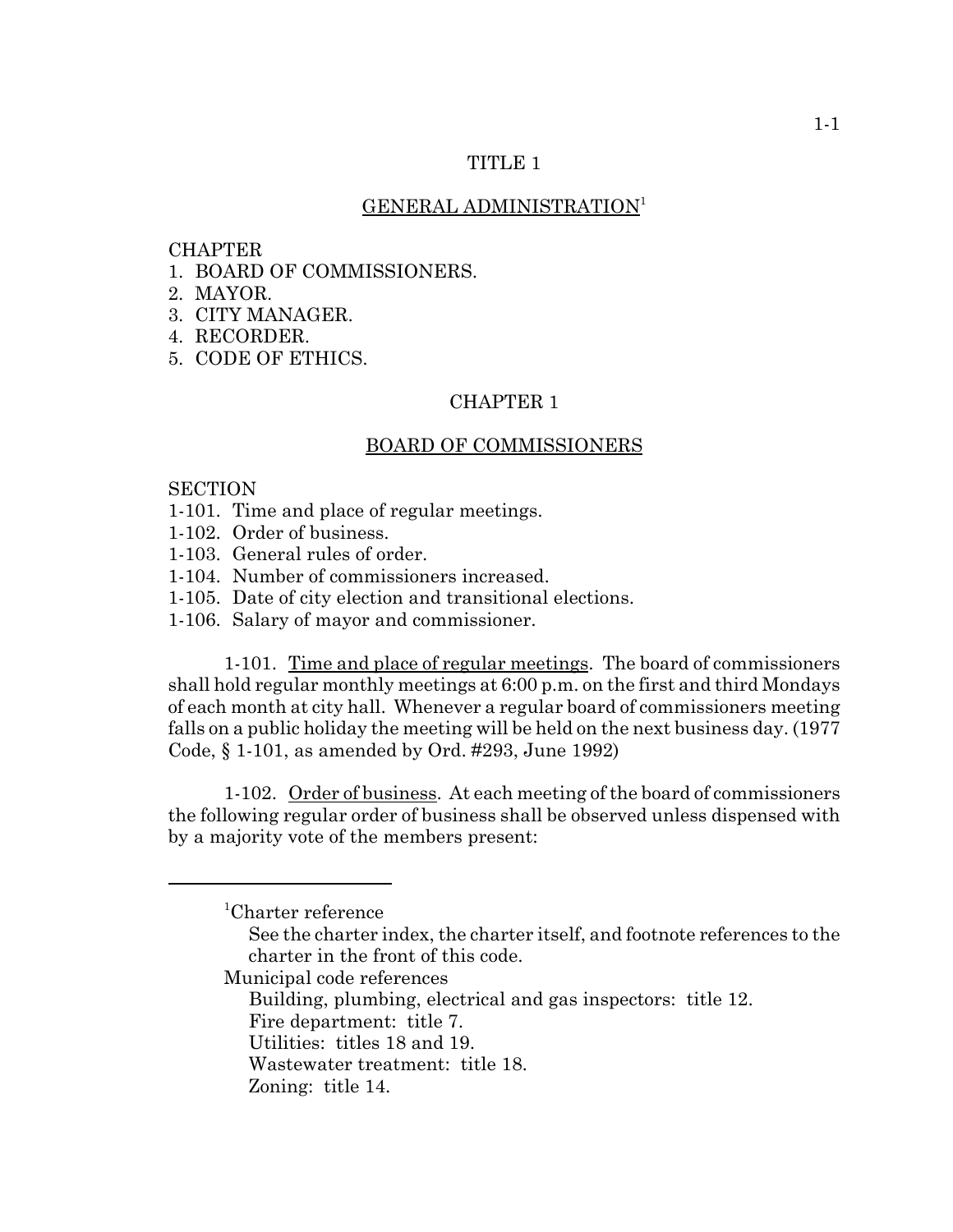# TITLE 1

## GENERAL ADMINISTRATION[1]

CHAPTER
1. BOARD OF COMMISSIONERS.
2. MAYOR.
3. CITY MANAGER.
4. RECORDER.
5. CODE OF ETHICS.

## CHAPTER 1

## BOARD OF COMMISSIONERS

SECTION
1-101. Time and place of regular meetings.
1-102. Order of business.
1-103. General rules of order.
1-104. Number of commissioners increased.
1-105. Date of city election and transitional elections.
1-106. Salary of mayor and commissioner.

1-101. Time and place of regular meetings. The board of commissioners shall hold regular monthly meetings at 6:00 p.m. on the first and third Mondays of each month at city hall. Whenever a regular board of commissioners meeting falls on a public holiday the meeting will be held on the next business day. (1977 Code, § 1-101, as amended by Ord. #293, June 1992)

1-102. Order of business. At each meeting of the board of commissioners the following regular order of business shall be observed unless dispensed with by a majority vote of the members present:

---

[1]Charter reference
See the charter index, the charter itself, and footnote references to the charter in the front of this code.

Municipal code references
Building, plumbing, electrical and gas inspectors: title 12.
Fire department: title 7.
Utilities: titles 18 and 19.
Wastewater treatment: title 18.
Zoning: title 14.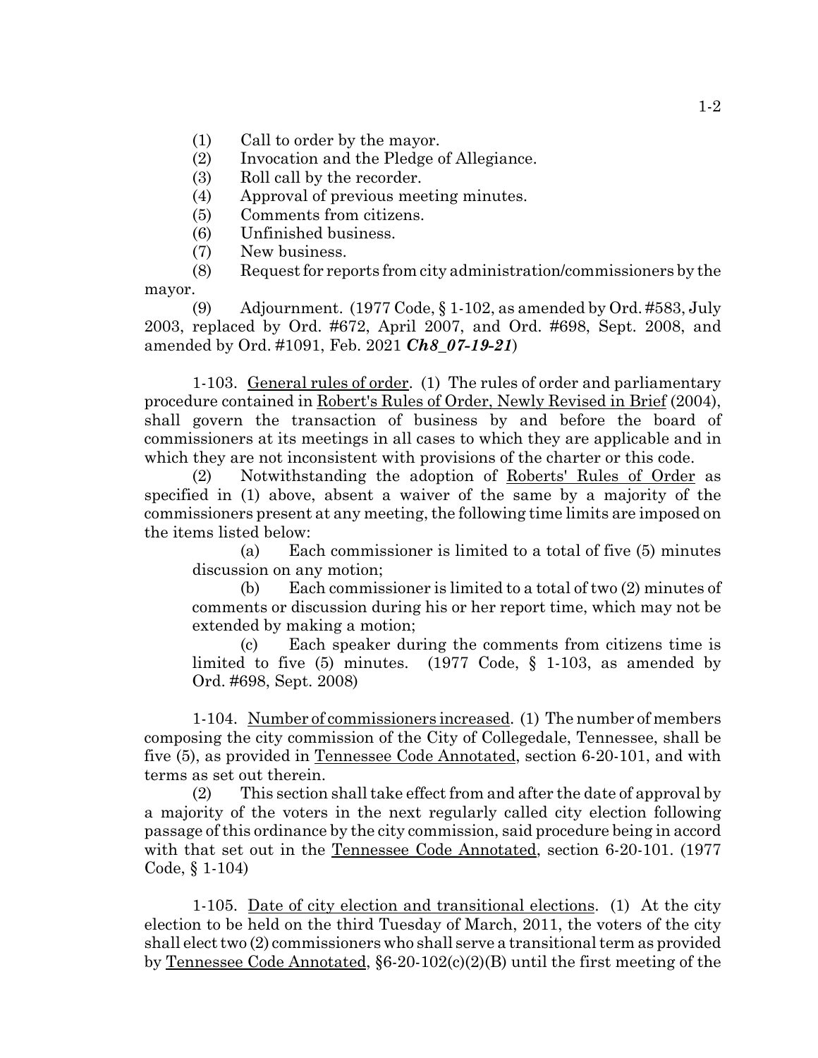(1) Call to order by the mayor.
(2) Invocation and the Pledge of Allegiance.
(3) Roll call by the recorder.
(4) Approval of previous meeting minutes.
(5) Comments from citizens.
(6) Unfinished business.
(7) New business.
(8) Request for reports from city administration/commissioners by the mayor.
(9) Adjournment. (1977 Code, § 1-102, as amended by Ord. #583, July 2003, replaced by Ord. #672, April 2007, and Ord. #698, Sept. 2008, and amended by Ord. #1091, Feb. 2021 ***Ch8_07-19-21***)

1-103. General rules of order. (1) The rules of order and parliamentary procedure contained in Robert's Rules of Order, Newly Revised in Brief (2004), shall govern the transaction of business by and before the board of commissioners at its meetings in all cases to which they are applicable and in which they are not inconsistent with provisions of the charter or this code.

(2) Notwithstanding the adoption of Roberts' Rules of Order as specified in (1) above, absent a waiver of the same by a majority of the commissioners present at any meeting, the following time limits are imposed on the items listed below:

(a) Each commissioner is limited to a total of five (5) minutes discussion on any motion;

(b) Each commissioner is limited to a total of two (2) minutes of comments or discussion during his or her report time, which may not be extended by making a motion;

(c) Each speaker during the comments from citizens time is limited to five (5) minutes. (1977 Code, § 1-103, as amended by Ord. #698, Sept. 2008)

1-104. Number of commissioners increased. (1) The number of members composing the city commission of the City of Collegedale, Tennessee, shall be five (5), as provided in Tennessee Code Annotated, section 6-20-101, and with terms as set out therein.

(2) This section shall take effect from and after the date of approval by a majority of the voters in the next regularly called city election following passage of this ordinance by the city commission, said procedure being in accord with that set out in the Tennessee Code Annotated, section 6-20-101. (1977 Code, § 1-104)

1-105. Date of city election and transitional elections. (1) At the city election to be held on the third Tuesday of March, 2011, the voters of the city shall elect two (2) commissioners who shall serve a transitional term as provided by Tennessee Code Annotated, §6-20-102(c)(2)(B) until the first meeting of the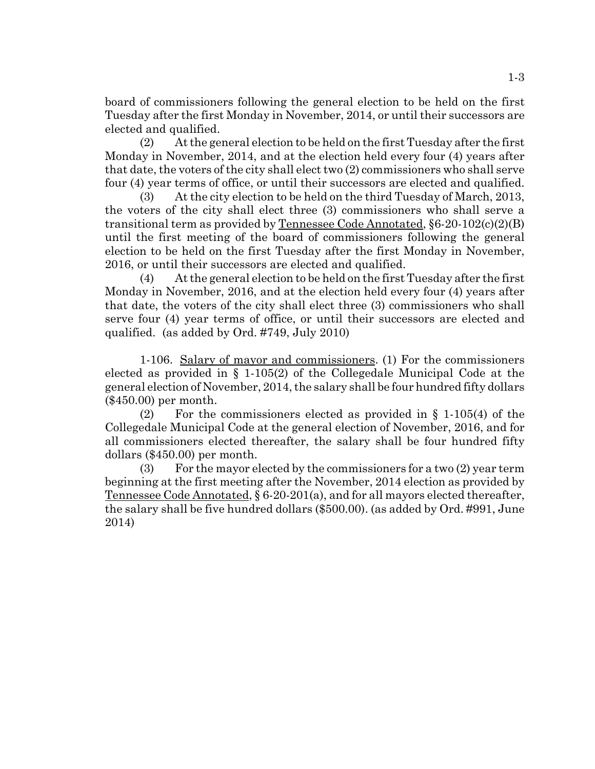board of commissioners following the general election to be held on the first Tuesday after the first Monday in November, 2014, or until their successors are elected and qualified.

(2) At the general election to be held on the first Tuesday after the first Monday in November, 2014, and at the election held every four (4) years after that date, the voters of the city shall elect two (2) commissioners who shall serve four (4) year terms of office, or until their successors are elected and qualified.

(3) At the city election to be held on the third Tuesday of March, 2013, the voters of the city shall elect three (3) commissioners who shall serve a transitional term as provided by Tennessee Code Annotated, §6-20-102(c)(2)(B) until the first meeting of the board of commissioners following the general election to be held on the first Tuesday after the first Monday in November, 2016, or until their successors are elected and qualified.

(4) At the general election to be held on the first Tuesday after the first Monday in November, 2016, and at the election held every four (4) years after that date, the voters of the city shall elect three (3) commissioners who shall serve four (4) year terms of office, or until their successors are elected and qualified. (as added by Ord. #749, July 2010)

1-106. Salary of mayor and commissioners. (1) For the commissioners elected as provided in § 1-105(2) of the Collegedale Municipal Code at the general election of November, 2014, the salary shall be four hundred fifty dollars ($450.00) per month.

(2) For the commissioners elected as provided in § 1-105(4) of the Collegedale Municipal Code at the general election of November, 2016, and for all commissioners elected thereafter, the salary shall be four hundred fifty dollars ($450.00) per month.

(3) For the mayor elected by the commissioners for a two (2) year term beginning at the first meeting after the November, 2014 election as provided by Tennessee Code Annotated, § 6-20-201(a), and for all mayors elected thereafter, the salary shall be five hundred dollars ($500.00). (as added by Ord. #991, June 2014)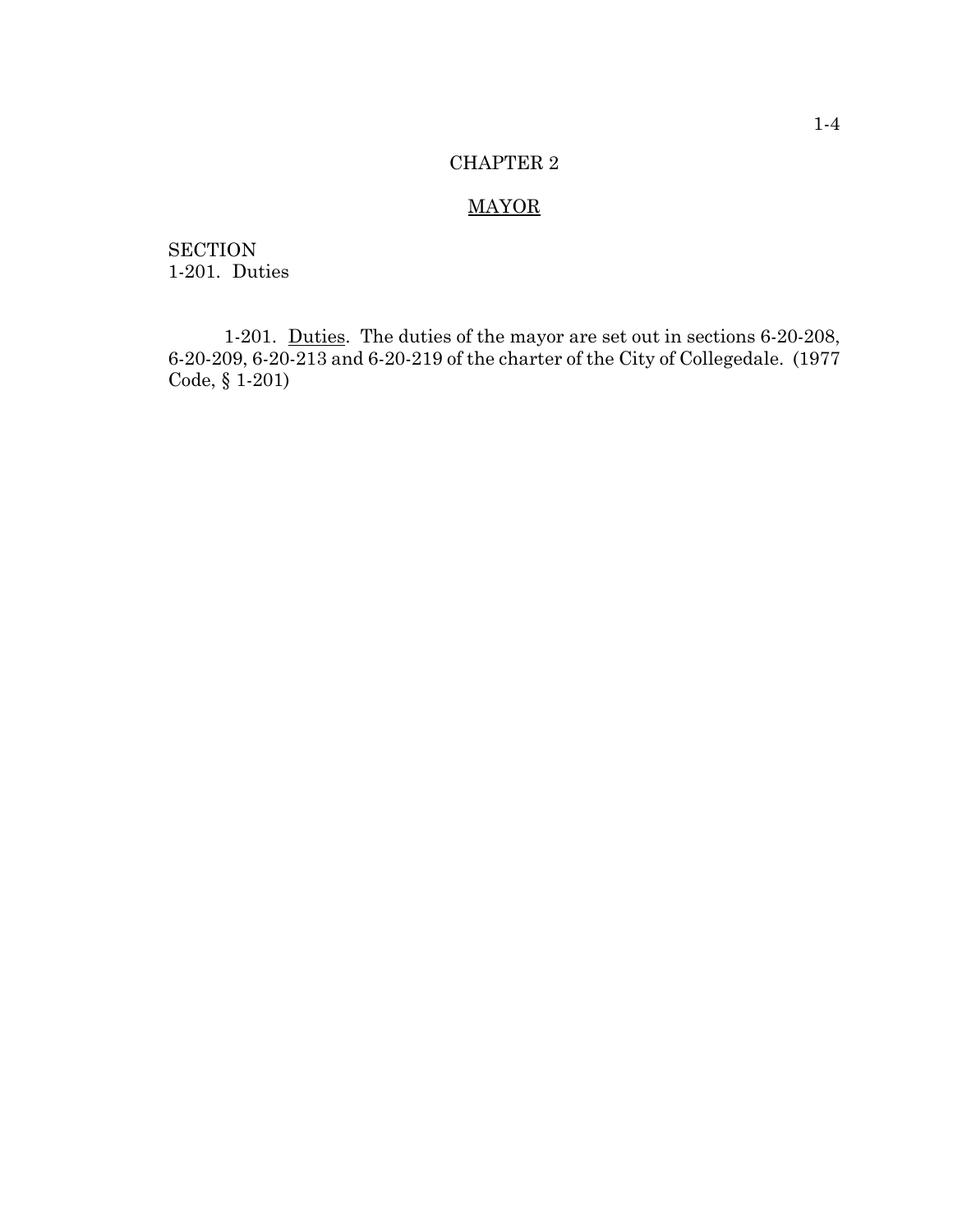# CHAPTER 2

## MAYOR

SECTION
1-201. Duties

1-201. Duties. The duties of the mayor are set out in sections 6-20-208, 6-20-209, 6-20-213 and 6-20-219 of the charter of the City of Collegedale. (1977 Code, § 1-201)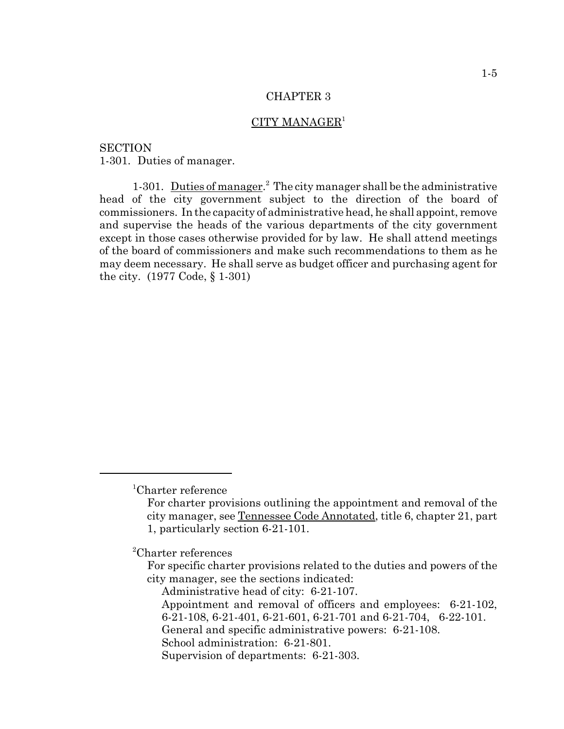# CHAPTER 3

## CITY MANAGER[1]

SECTION
1-301. Duties of manager.

1-301. Duties of manager.[2] The city manager shall be the administrative head of the city government subject to the direction of the board of commissioners. In the capacity of administrative head, he shall appoint, remove and supervise the heads of the various departments of the city government except in those cases otherwise provided for by law. He shall attend meetings of the board of commissioners and make such recommendations to them as he may deem necessary. He shall serve as budget officer and purchasing agent for the city. (1977 Code, § 1-301)

---

[1]Charter reference

For charter provisions outlining the appointment and removal of the city manager, see Tennessee Code Annotated, title 6, chapter 21, part 1, particularly section 6-21-101.

[2]Charter references

For specific charter provisions related to the duties and powers of the city manager, see the sections indicated:

Administrative head of city: 6-21-107.
Appointment and removal of officers and employees: 6-21-102, 6-21-108, 6-21-401, 6-21-601, 6-21-701 and 6-21-704, 6-22-101.
General and specific administrative powers: 6-21-108.
School administration: 6-21-801.
Supervision of departments: 6-21-303.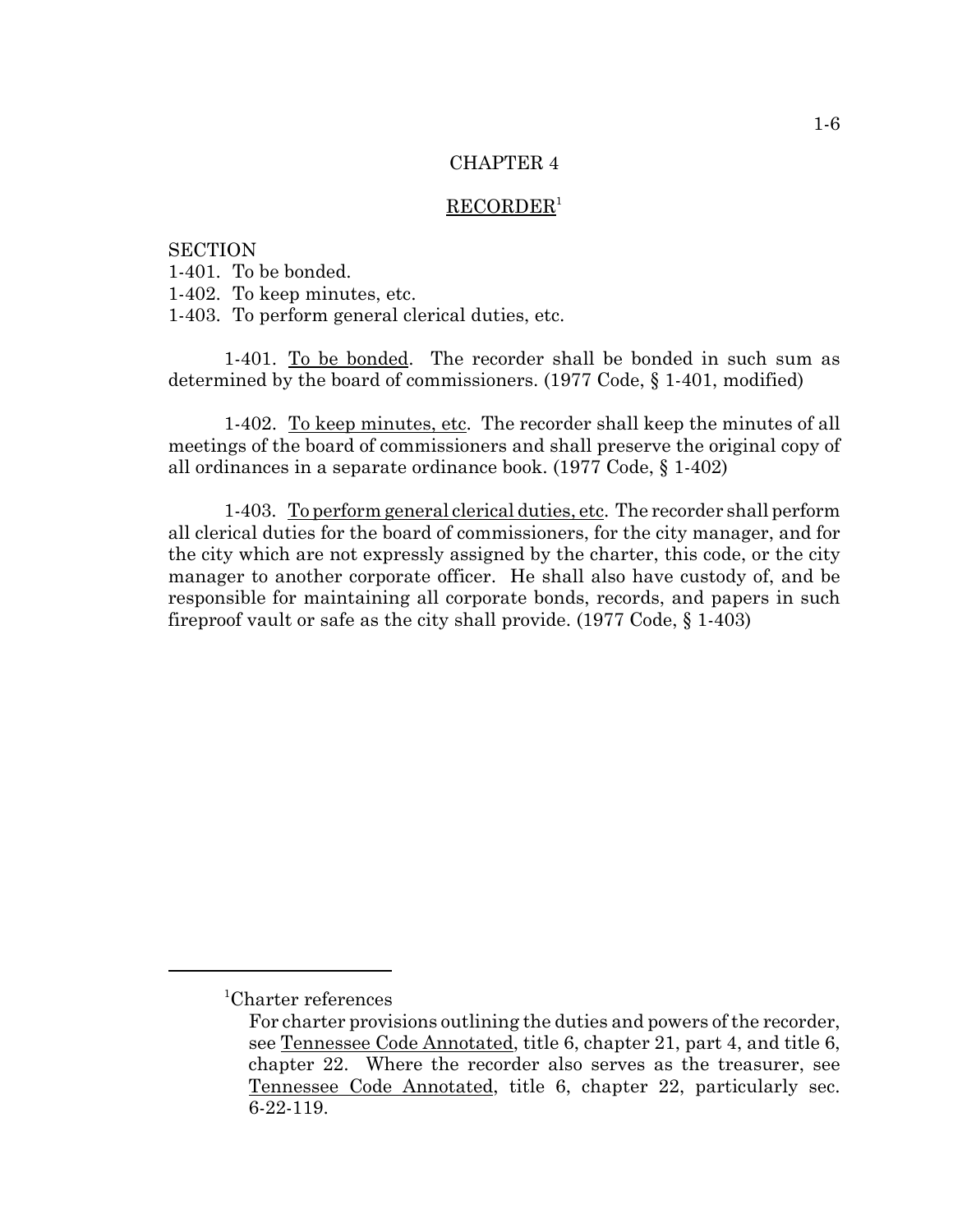# CHAPTER 4

## RECORDER[1]

SECTION
1-401. To be bonded.
1-402. To keep minutes, etc.
1-403. To perform general clerical duties, etc.

1-401. To be bonded. The recorder shall be bonded in such sum as determined by the board of commissioners. (1977 Code, § 1-401, modified)

1-402. To keep minutes, etc. The recorder shall keep the minutes of all meetings of the board of commissioners and shall preserve the original copy of all ordinances in a separate ordinance book. (1977 Code, § 1-402)

1-403. To perform general clerical duties, etc. The recorder shall perform all clerical duties for the board of commissioners, for the city manager, and for the city which are not expressly assigned by the charter, this code, or the city manager to another corporate officer. He shall also have custody of, and be responsible for maintaining all corporate bonds, records, and papers in such fireproof vault or safe as the city shall provide. (1977 Code, § 1-403)

---

[1]Charter references

For charter provisions outlining the duties and powers of the recorder, see Tennessee Code Annotated, title 6, chapter 21, part 4, and title 6, chapter 22. Where the recorder also serves as the treasurer, see Tennessee Code Annotated, title 6, chapter 22, particularly sec. 6-22-119.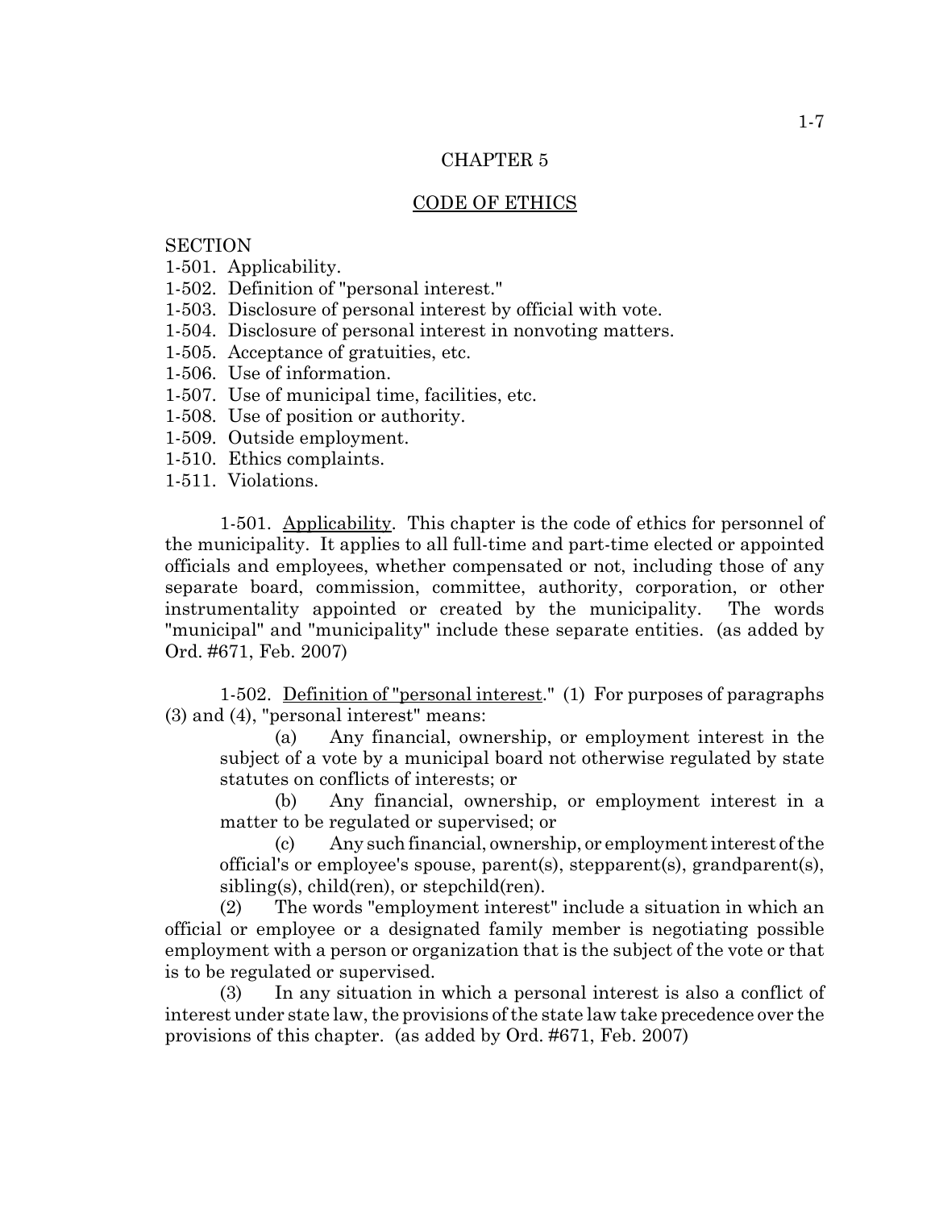# CHAPTER 5

## CODE OF ETHICS

SECTION
1-501. Applicability.
1-502. Definition of "personal interest."
1-503. Disclosure of personal interest by official with vote.
1-504. Disclosure of personal interest in nonvoting matters.
1-505. Acceptance of gratuities, etc.
1-506. Use of information.
1-507. Use of municipal time, facilities, etc.
1-508. Use of position or authority.
1-509. Outside employment.
1-510. Ethics complaints.
1-511. Violations.

1-501. Applicability. This chapter is the code of ethics for personnel of the municipality. It applies to all full-time and part-time elected or appointed officials and employees, whether compensated or not, including those of any separate board, commission, committee, authority, corporation, or other instrumentality appointed or created by the municipality. The words "municipal" and "municipality" include these separate entities. (as added by Ord. #671, Feb. 2007)

1-502. Definition of "personal interest." (1) For purposes of paragraphs (3) and (4), "personal interest" means:

(a) Any financial, ownership, or employment interest in the subject of a vote by a municipal board not otherwise regulated by state statutes on conflicts of interests; or

(b) Any financial, ownership, or employment interest in a matter to be regulated or supervised; or

(c) Any such financial, ownership, or employment interest of the official's or employee's spouse, parent(s), stepparent(s), grandparent(s), sibling(s), child(ren), or stepchild(ren).

(2) The words "employment interest" include a situation in which an official or employee or a designated family member is negotiating possible employment with a person or organization that is the subject of the vote or that is to be regulated or supervised.

(3) In any situation in which a personal interest is also a conflict of interest under state law, the provisions of the state law take precedence over the provisions of this chapter. (as added by Ord. #671, Feb. 2007)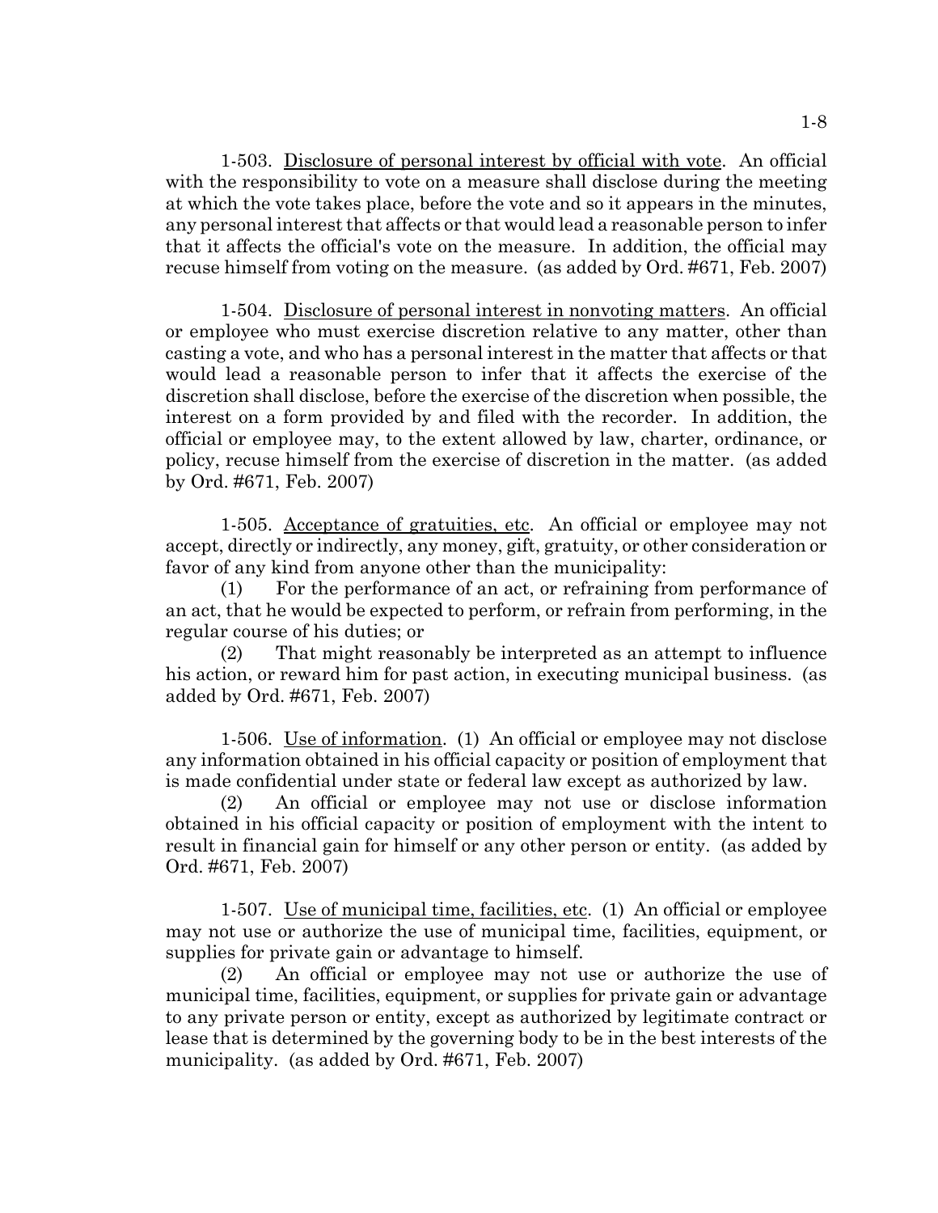1-503. Disclosure of personal interest by official with vote. An official with the responsibility to vote on a measure shall disclose during the meeting at which the vote takes place, before the vote and so it appears in the minutes, any personal interest that affects or that would lead a reasonable person to infer that it affects the official's vote on the measure. In addition, the official may recuse himself from voting on the measure. (as added by Ord. #671, Feb. 2007)

1-504. Disclosure of personal interest in nonvoting matters. An official or employee who must exercise discretion relative to any matter, other than casting a vote, and who has a personal interest in the matter that affects or that would lead a reasonable person to infer that it affects the exercise of the discretion shall disclose, before the exercise of the discretion when possible, the interest on a form provided by and filed with the recorder. In addition, the official or employee may, to the extent allowed by law, charter, ordinance, or policy, recuse himself from the exercise of discretion in the matter. (as added by Ord. #671, Feb. 2007)

1-505. Acceptance of gratuities, etc. An official or employee may not accept, directly or indirectly, any money, gift, gratuity, or other consideration or favor of any kind from anyone other than the municipality:

(1) For the performance of an act, or refraining from performance of an act, that he would be expected to perform, or refrain from performing, in the regular course of his duties; or

(2) That might reasonably be interpreted as an attempt to influence his action, or reward him for past action, in executing municipal business. (as added by Ord. #671, Feb. 2007)

1-506. Use of information. (1) An official or employee may not disclose any information obtained in his official capacity or position of employment that is made confidential under state or federal law except as authorized by law.

(2) An official or employee may not use or disclose information obtained in his official capacity or position of employment with the intent to result in financial gain for himself or any other person or entity. (as added by Ord. #671, Feb. 2007)

1-507. Use of municipal time, facilities, etc. (1) An official or employee may not use or authorize the use of municipal time, facilities, equipment, or supplies for private gain or advantage to himself.

(2) An official or employee may not use or authorize the use of municipal time, facilities, equipment, or supplies for private gain or advantage to any private person or entity, except as authorized by legitimate contract or lease that is determined by the governing body to be in the best interests of the municipality. (as added by Ord. #671, Feb. 2007)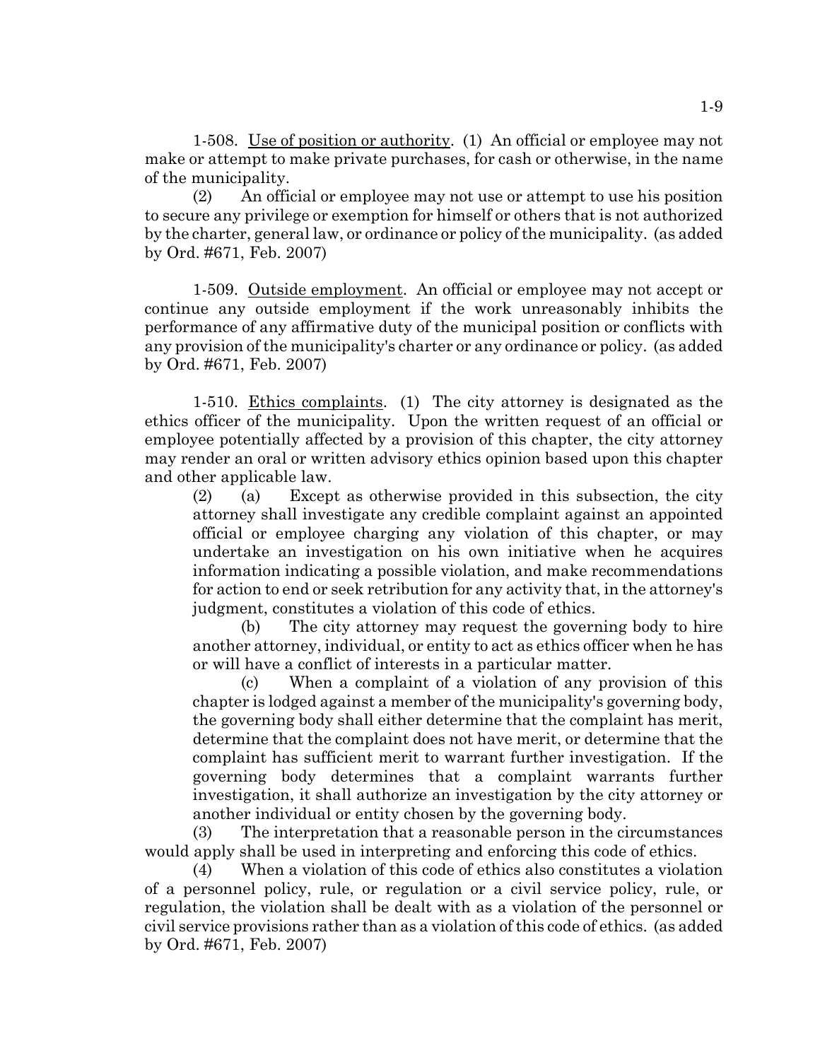1-508. Use of position or authority. (1) An official or employee may not make or attempt to make private purchases, for cash or otherwise, in the name of the municipality.

(2) An official or employee may not use or attempt to use his position to secure any privilege or exemption for himself or others that is not authorized by the charter, general law, or ordinance or policy of the municipality. (as added by Ord. #671, Feb. 2007)

1-509. Outside employment. An official or employee may not accept or continue any outside employment if the work unreasonably inhibits the performance of any affirmative duty of the municipal position or conflicts with any provision of the municipality's charter or any ordinance or policy. (as added by Ord. #671, Feb. 2007)

1-510. Ethics complaints. (1) The city attorney is designated as the ethics officer of the municipality. Upon the written request of an official or employee potentially affected by a provision of this chapter, the city attorney may render an oral or written advisory ethics opinion based upon this chapter and other applicable law.

(2) (a) Except as otherwise provided in this subsection, the city attorney shall investigate any credible complaint against an appointed official or employee charging any violation of this chapter, or may undertake an investigation on his own initiative when he acquires information indicating a possible violation, and make recommendations for action to end or seek retribution for any activity that, in the attorney's judgment, constitutes a violation of this code of ethics.

(b) The city attorney may request the governing body to hire another attorney, individual, or entity to act as ethics officer when he has or will have a conflict of interests in a particular matter.

(c) When a complaint of a violation of any provision of this chapter is lodged against a member of the municipality's governing body, the governing body shall either determine that the complaint has merit, determine that the complaint does not have merit, or determine that the complaint has sufficient merit to warrant further investigation. If the governing body determines that a complaint warrants further investigation, it shall authorize an investigation by the city attorney or another individual or entity chosen by the governing body.

(3) The interpretation that a reasonable person in the circumstances would apply shall be used in interpreting and enforcing this code of ethics.

(4) When a violation of this code of ethics also constitutes a violation of a personnel policy, rule, or regulation or a civil service policy, rule, or regulation, the violation shall be dealt with as a violation of the personnel or civil service provisions rather than as a violation of this code of ethics. (as added by Ord. #671, Feb. 2007)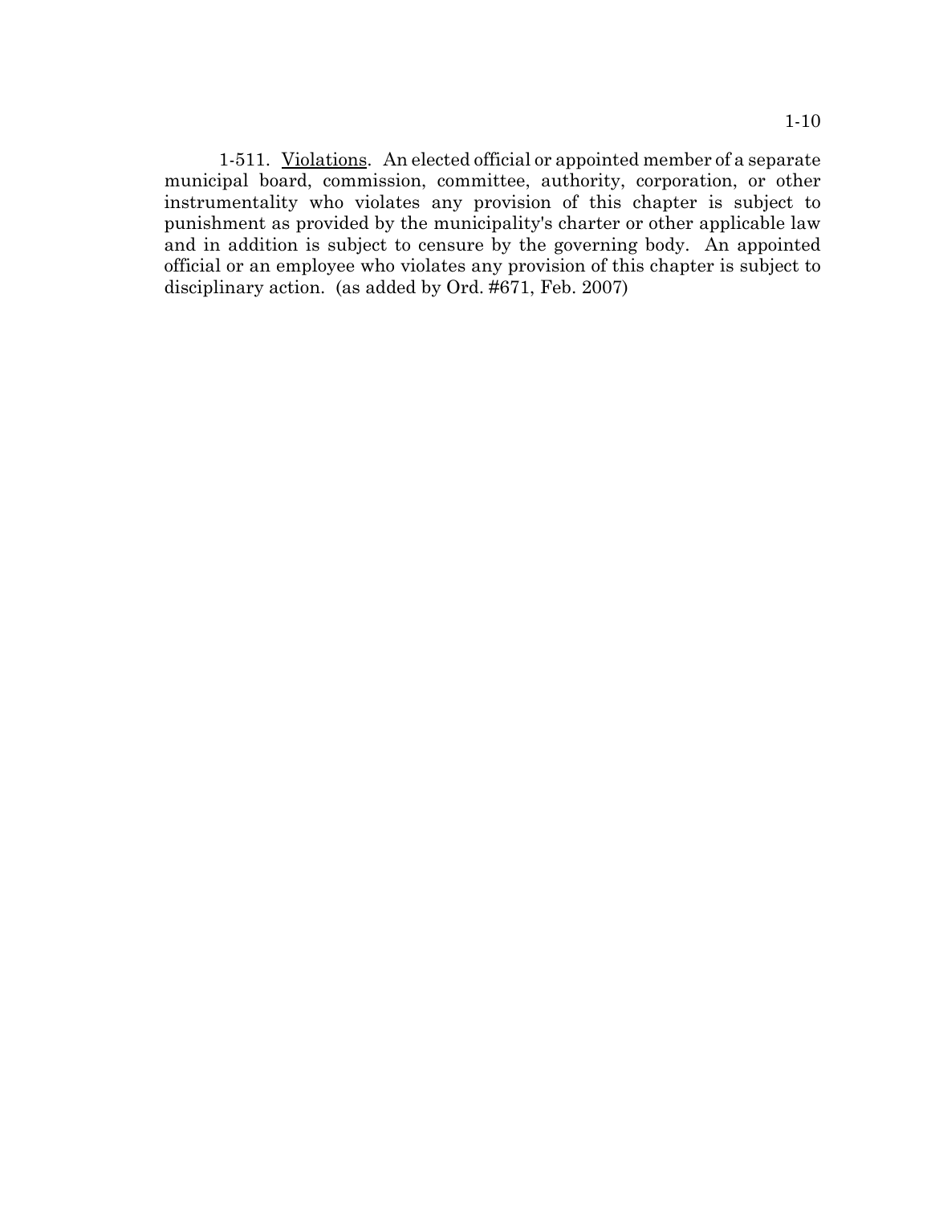1-511. Violations. An elected official or appointed member of a separate municipal board, commission, committee, authority, corporation, or other instrumentality who violates any provision of this chapter is subject to punishment as provided by the municipality's charter or other applicable law and in addition is subject to censure by the governing body. An appointed official or an employee who violates any provision of this chapter is subject to disciplinary action. (as added by Ord. #671, Feb. 2007)